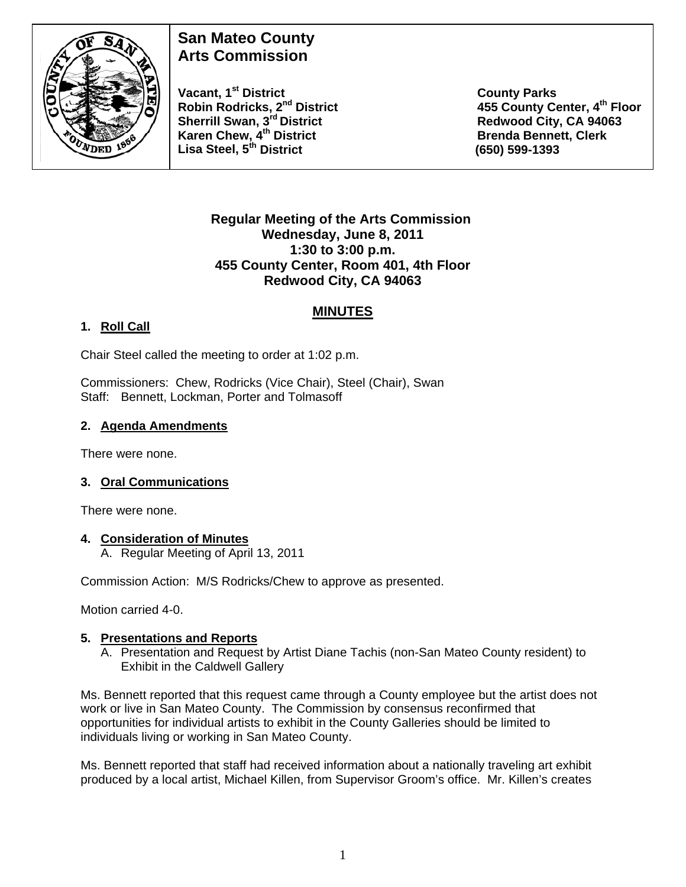# San Mateo County Arts Commission

**Vacant, 1st District**
**Robin Rodricks, 2nd District**
**Sherrill Swan, 3rd District**
**Karen Chew, 4th District**
**Lisa Steel, 5th District**

**County Parks**
**455 County Center, 4th Floor**
**Redwood City, CA 94063**
**Brenda Bennett, Clerk**
**(650) 599-1393**

**Regular Meeting of the Arts Commission**
**Wednesday, June 8, 2011**
**1:30 to 3:00 p.m.**
**455 County Center, Room 401, 4th Floor**
**Redwood City, CA 94063**

## MINUTES

### 1. Roll Call

Chair Steel called the meeting to order at 1:02 p.m.

Commissioners: Chew, Rodricks (Vice Chair), Steel (Chair), Swan
Staff: Bennett, Lockman, Porter and Tolmasoff

### 2. Agenda Amendments

There were none.

### 3. Oral Communications

There were none.

### 4. Consideration of Minutes

A. Regular Meeting of April 13, 2011

Commission Action: M/S Rodricks/Chew to approve as presented.

Motion carried 4-0.

### 5. Presentations and Reports

A. Presentation and Request by Artist Diane Tachis (non-San Mateo County resident) to Exhibit in the Caldwell Gallery

Ms. Bennett reported that this request came through a County employee but the artist does not work or live in San Mateo County. The Commission by consensus reconfirmed that opportunities for individual artists to exhibit in the County Galleries should be limited to individuals living or working in San Mateo County.

Ms. Bennett reported that staff had received information about a nationally traveling art exhibit produced by a local artist, Michael Killen, from Supervisor Groom's office. Mr. Killen's creates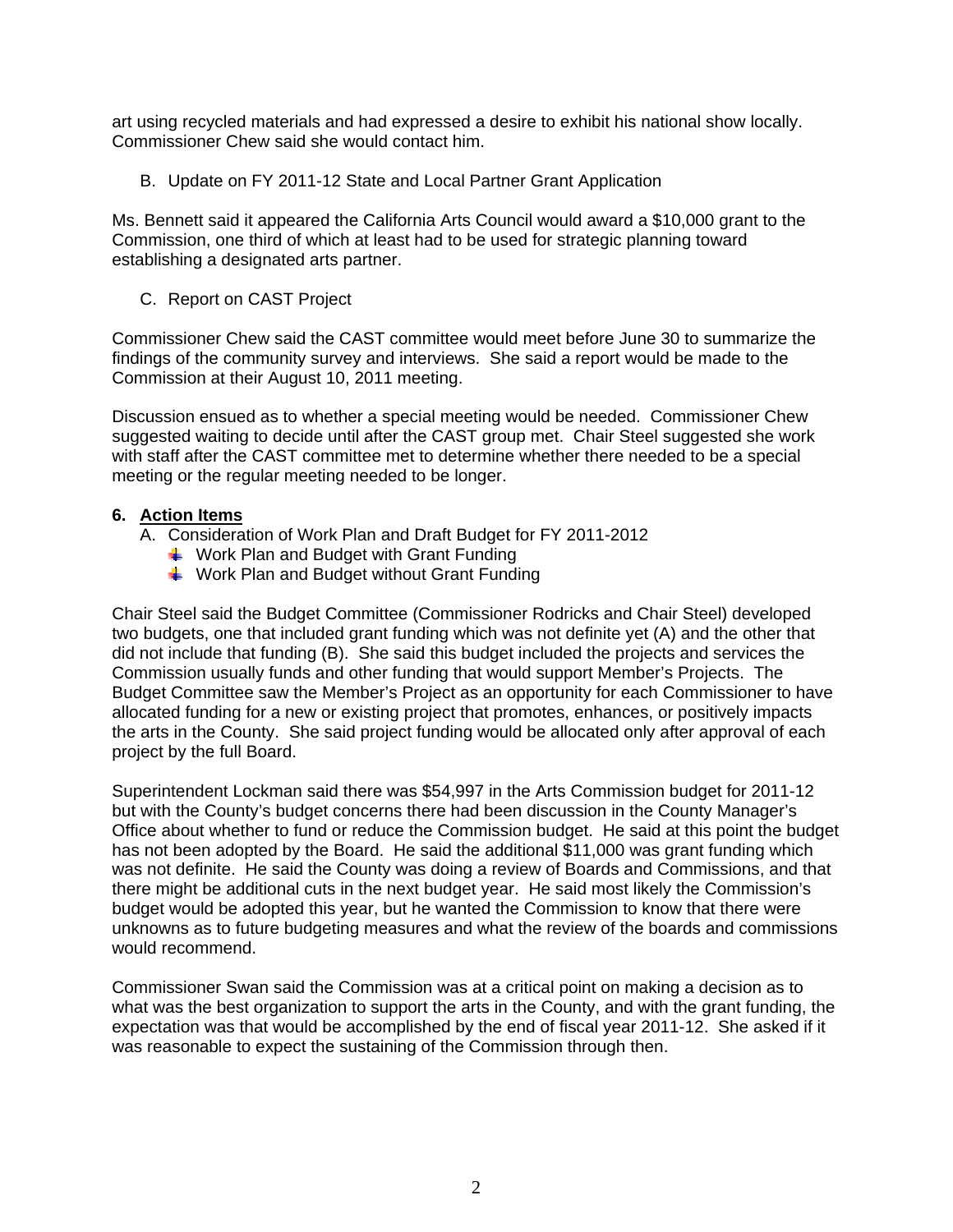art using recycled materials and had expressed a desire to exhibit his national show locally. Commissioner Chew said she would contact him.

B. Update on FY 2011-12 State and Local Partner Grant Application

Ms. Bennett said it appeared the California Arts Council would award a $10,000 grant to the Commission, one third of which at least had to be used for strategic planning toward establishing a designated arts partner.

C. Report on CAST Project

Commissioner Chew said the CAST committee would meet before June 30 to summarize the findings of the community survey and interviews. She said a report would be made to the Commission at their August 10, 2011 meeting.

Discussion ensued as to whether a special meeting would be needed. Commissioner Chew suggested waiting to decide until after the CAST group met. Chair Steel suggested she work with staff after the CAST committee met to determine whether there needed to be a special meeting or the regular meeting needed to be longer.

**6. Action Items**

A. Consideration of Work Plan and Draft Budget for FY 2011-2012
- Work Plan and Budget with Grant Funding
- Work Plan and Budget without Grant Funding

Chair Steel said the Budget Committee (Commissioner Rodricks and Chair Steel) developed two budgets, one that included grant funding which was not definite yet (A) and the other that did not include that funding (B). She said this budget included the projects and services the Commission usually funds and other funding that would support Member's Projects. The Budget Committee saw the Member's Project as an opportunity for each Commissioner to have allocated funding for a new or existing project that promotes, enhances, or positively impacts the arts in the County. She said project funding would be allocated only after approval of each project by the full Board.

Superintendent Lockman said there was $54,997 in the Arts Commission budget for 2011-12 but with the County's budget concerns there had been discussion in the County Manager's Office about whether to fund or reduce the Commission budget. He said at this point the budget has not been adopted by the Board. He said the additional $11,000 was grant funding which was not definite. He said the County was doing a review of Boards and Commissions, and that there might be additional cuts in the next budget year. He said most likely the Commission's budget would be adopted this year, but he wanted the Commission to know that there were unknowns as to future budgeting measures and what the review of the boards and commissions would recommend.

Commissioner Swan said the Commission was at a critical point on making a decision as to what was the best organization to support the arts in the County, and with the grant funding, the expectation was that would be accomplished by the end of fiscal year 2011-12. She asked if it was reasonable to expect the sustaining of the Commission through then.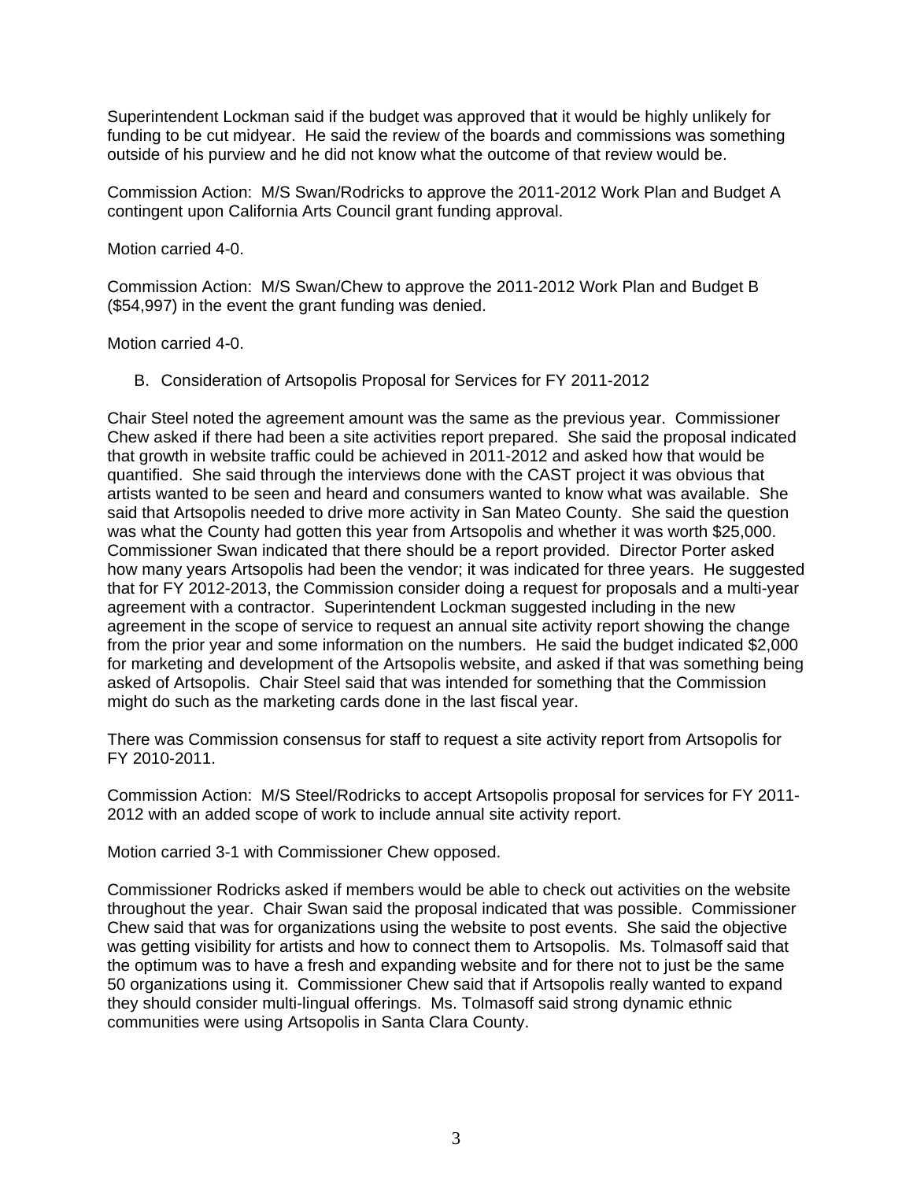Superintendent Lockman said if the budget was approved that it would be highly unlikely for funding to be cut midyear. He said the review of the boards and commissions was something outside of his purview and he did not know what the outcome of that review would be.

Commission Action: M/S Swan/Rodricks to approve the 2011-2012 Work Plan and Budget A contingent upon California Arts Council grant funding approval.

Motion carried 4-0.

Commission Action: M/S Swan/Chew to approve the 2011-2012 Work Plan and Budget B ($54,997) in the event the grant funding was denied.

Motion carried 4-0.

B. Consideration of Artsopolis Proposal for Services for FY 2011-2012

Chair Steel noted the agreement amount was the same as the previous year. Commissioner Chew asked if there had been a site activities report prepared. She said the proposal indicated that growth in website traffic could be achieved in 2011-2012 and asked how that would be quantified. She said through the interviews done with the CAST project it was obvious that artists wanted to be seen and heard and consumers wanted to know what was available. She said that Artsopolis needed to drive more activity in San Mateo County. She said the question was what the County had gotten this year from Artsopolis and whether it was worth $25,000. Commissioner Swan indicated that there should be a report provided. Director Porter asked how many years Artsopolis had been the vendor; it was indicated for three years. He suggested that for FY 2012-2013, the Commission consider doing a request for proposals and a multi-year agreement with a contractor. Superintendent Lockman suggested including in the new agreement in the scope of service to request an annual site activity report showing the change from the prior year and some information on the numbers. He said the budget indicated $2,000 for marketing and development of the Artsopolis website, and asked if that was something being asked of Artsopolis. Chair Steel said that was intended for something that the Commission might do such as the marketing cards done in the last fiscal year.

There was Commission consensus for staff to request a site activity report from Artsopolis for FY 2010-2011.

Commission Action: M/S Steel/Rodricks to accept Artsopolis proposal for services for FY 2011-2012 with an added scope of work to include annual site activity report.

Motion carried 3-1 with Commissioner Chew opposed.

Commissioner Rodricks asked if members would be able to check out activities on the website throughout the year. Chair Swan said the proposal indicated that was possible. Commissioner Chew said that was for organizations using the website to post events. She said the objective was getting visibility for artists and how to connect them to Artsopolis. Ms. Tolmasoff said that the optimum was to have a fresh and expanding website and for there not to just be the same 50 organizations using it. Commissioner Chew said that if Artsopolis really wanted to expand they should consider multi-lingual offerings. Ms. Tolmasoff said strong dynamic ethnic communities were using Artsopolis in Santa Clara County.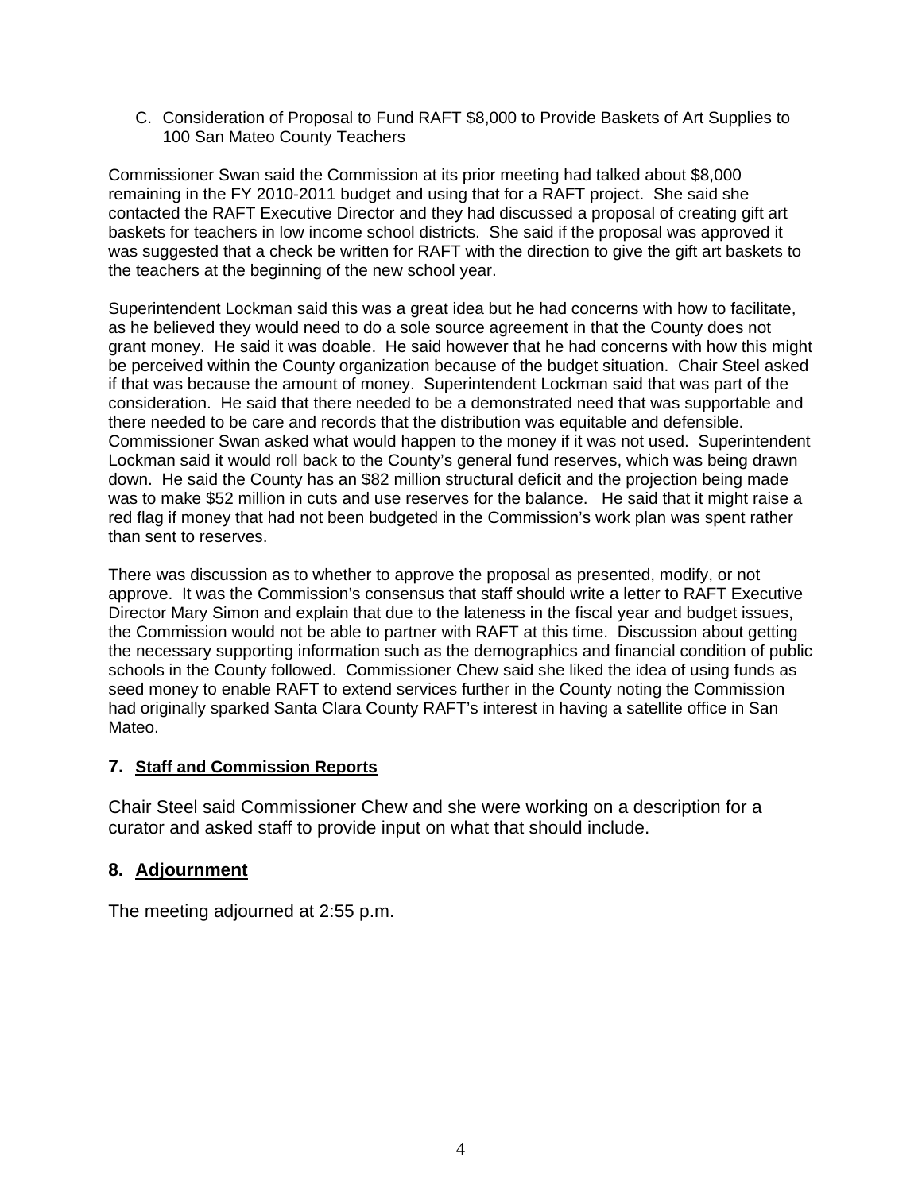C. Consideration of Proposal to Fund RAFT $8,000 to Provide Baskets of Art Supplies to 100 San Mateo County Teachers

Commissioner Swan said the Commission at its prior meeting had talked about $8,000 remaining in the FY 2010-2011 budget and using that for a RAFT project. She said she contacted the RAFT Executive Director and they had discussed a proposal of creating gift art baskets for teachers in low income school districts. She said if the proposal was approved it was suggested that a check be written for RAFT with the direction to give the gift art baskets to the teachers at the beginning of the new school year.

Superintendent Lockman said this was a great idea but he had concerns with how to facilitate, as he believed they would need to do a sole source agreement in that the County does not grant money. He said it was doable. He said however that he had concerns with how this might be perceived within the County organization because of the budget situation. Chair Steel asked if that was because the amount of money. Superintendent Lockman said that was part of the consideration. He said that there needed to be a demonstrated need that was supportable and there needed to be care and records that the distribution was equitable and defensible. Commissioner Swan asked what would happen to the money if it was not used. Superintendent Lockman said it would roll back to the County's general fund reserves, which was being drawn down. He said the County has an $82 million structural deficit and the projection being made was to make $52 million in cuts and use reserves for the balance. He said that it might raise a red flag if money that had not been budgeted in the Commission's work plan was spent rather than sent to reserves.

There was discussion as to whether to approve the proposal as presented, modify, or not approve. It was the Commission's consensus that staff should write a letter to RAFT Executive Director Mary Simon and explain that due to the lateness in the fiscal year and budget issues, the Commission would not be able to partner with RAFT at this time. Discussion about getting the necessary supporting information such as the demographics and financial condition of public schools in the County followed. Commissioner Chew said she liked the idea of using funds as seed money to enable RAFT to extend services further in the County noting the Commission had originally sparked Santa Clara County RAFT's interest in having a satellite office in San Mateo.

## 7. Staff and Commission Reports

Chair Steel said Commissioner Chew and she were working on a description for a curator and asked staff to provide input on what that should include.

## 8. Adjournment

The meeting adjourned at 2:55 p.m.